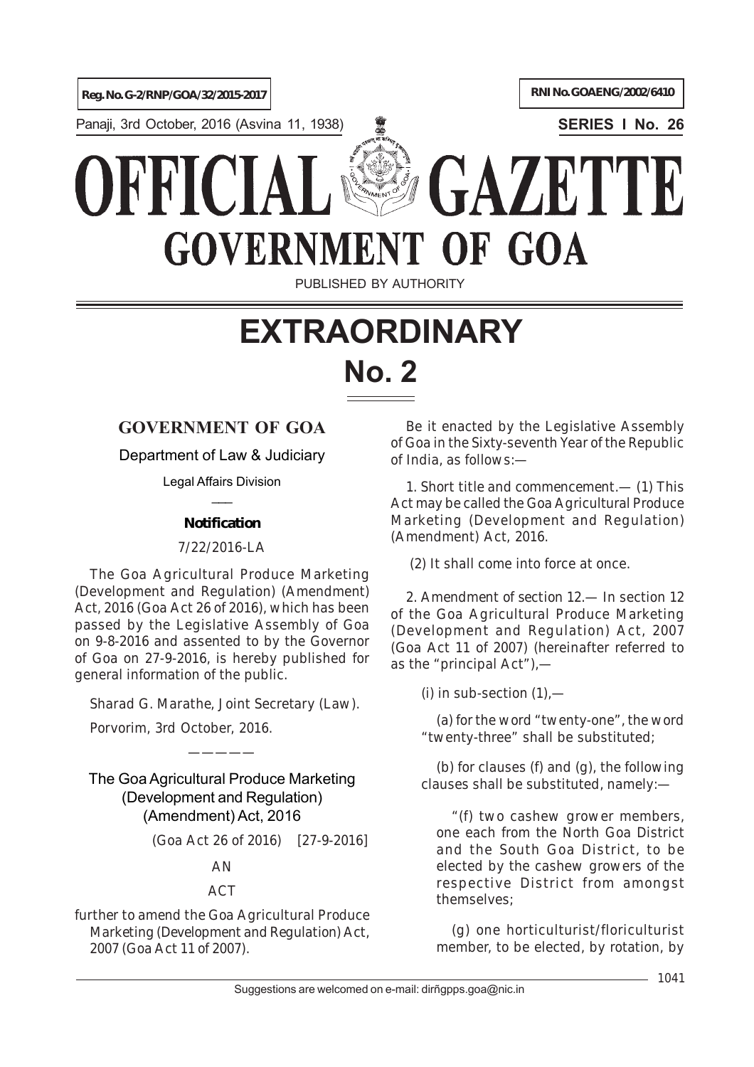Reg. No. G-2/RNP/GOA/32/2015-2017

RNI No. GOAENG/2002/6410

Panaji, 3rd October, 2016 (Asvina 11, 1938)

SERIES I No. 26

# OFFICIAL GAZETTE
# GOVERNMENT OF GOA

PUBLISHED BY AUTHORITY

# EXTRAORDINARY
# No. 2

## GOVERNMENT OF GOA

Department of Law & Judiciary

Legal Affairs Division

**Notification**

7/22/2016-LA

The Goa Agricultural Produce Marketing (Development and Regulation) (Amendment) Act, 2016 (Goa Act 26 of 2016), which has been passed by the Legislative Assembly of Goa on 9-8-2016 and assented to by the Governor of Goa on 27-9-2016, is hereby published for general information of the public.

Sharad G. Marathe, Joint Secretary (Law).

Porvorim, 3rd October, 2016.

———————

### The Goa Agricultural Produce Marketing (Development and Regulation) (Amendment) Act, 2016

(Goa Act 26 of 2016) [27-9-2016]

AN

ACT

further to amend the Goa Agricultural Produce Marketing (Development and Regulation) Act, 2007 (Goa Act 11 of 2007).

Be it enacted by the Legislative Assembly of Goa in the Sixty-seventh Year of the Republic of India, as follows:—

1. Short title and commencement.— (1) This Act may be called the Goa Agricultural Produce Marketing (Development and Regulation) (Amendment) Act, 2016.

(2) It shall come into force at once.

2. Amendment of section 12.— In section 12 of the Goa Agricultural Produce Marketing (Development and Regulation) Act, 2007 (Goa Act 11 of 2007) (hereinafter referred to as the "principal Act"),—

(i) in sub-section (1),—

(a) for the word "twenty-one", the word "twenty-three" shall be substituted;

(b) for clauses (f) and (g), the following clauses shall be substituted, namely:—

"(f) two cashew grower members, one each from the North Goa District and the South Goa District, to be elected by the cashew growers of the respective District from amongst themselves;

(g) one horticulturist/floriculturist member, to be elected, by rotation, by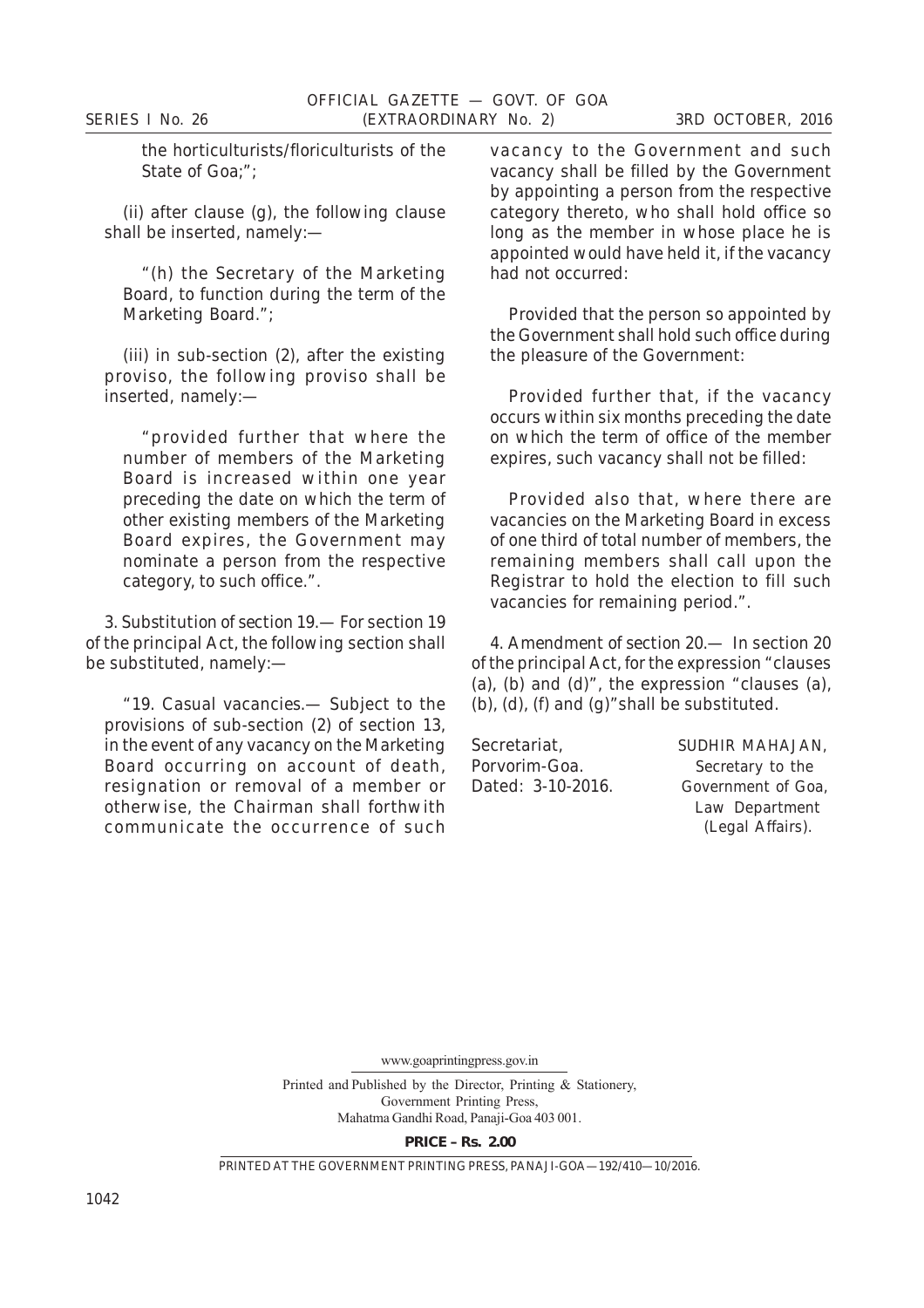the horticulturists/floriculturists of the State of Goa;";

(ii) after clause (g), the following clause shall be inserted, namely:—

"(h) the Secretary of the Marketing Board, to function during the term of the Marketing Board.";

(iii) in sub-section (2), after the existing proviso, the following proviso shall be inserted, namely:—

"provided further that where the number of members of the Marketing Board is increased within one year preceding the date on which the term of other existing members of the Marketing Board expires, the Government may nominate a person from the respective category, to such office.".

3. *Substitution of section 19.*— For section 19 of the principal Act, the following section shall be substituted, namely:—

"19. *Casual vacancies.*— Subject to the provisions of sub-section (2) of section 13, in the event of any vacancy on the Marketing Board occurring on account of death, resignation or removal of a member or otherwise, the Chairman shall forthwith communicate the occurrence of such vacancy to the Government and such vacancy shall be filled by the Government by appointing a person from the respective category thereto, who shall hold office so long as the member in whose place he is appointed would have held it, if the vacancy had not occurred:

Provided that the person so appointed by the Government shall hold such office during the pleasure of the Government:

Provided further that, if the vacancy occurs within six months preceding the date on which the term of office of the member expires, such vacancy shall not be filled:

Provided also that, where there are vacancies on the Marketing Board in excess of one third of total number of members, the remaining members shall call upon the Registrar to hold the election to fill such vacancies for remaining period.".

4. *Amendment of section 20.*— In section 20 of the principal Act, for the expression "clauses (a), (b) and (d)", the expression "clauses (a), (b), (d), (f) and (g)"shall be substituted.

Secretariat,
Porvorim-Goa.
Dated: 3-10-2016.

SUDHIR MAHAJAN,
Secretary to the
Government of Goa,
Law Department
(Legal Affairs).

www.goaprintingpress.gov.in

Printed and Published by the Director, Printing & Stationery,
Government Printing Press,
Mahatma Gandhi Road, Panaji-Goa 403 001.

**PRICE – Rs. 2.00**

PRINTED AT THE GOVERNMENT PRINTING PRESS, PANAJI-GOA—192/410—10/2016.